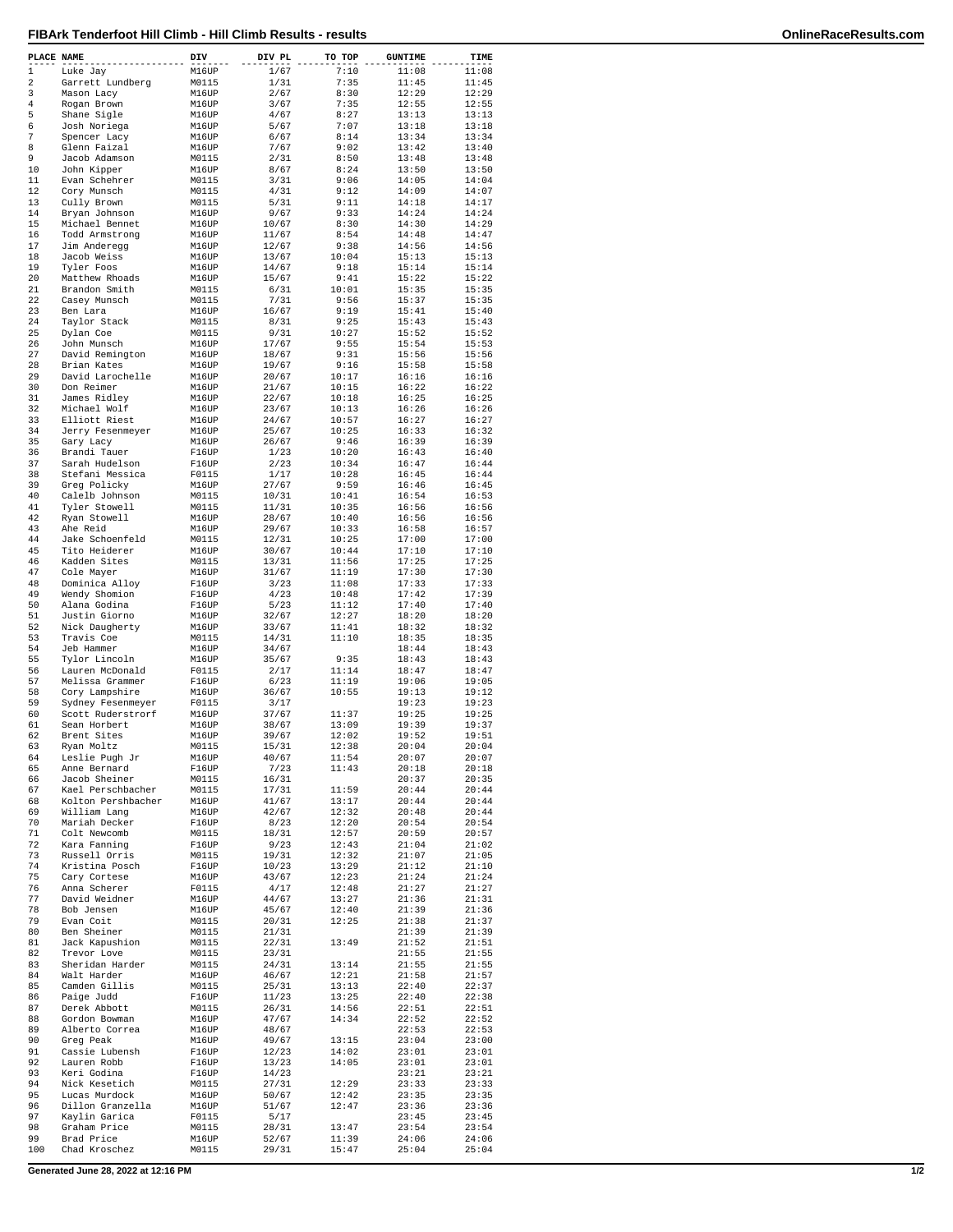# FIBArk Tenderfoot Hill Climb - Hill Climb Results - results

| PLACE | NAME | DIV | DIV PL | TO TOP | GUNTIME | TIME |
|---|---|---|---|---|---|---|
| 1 | Luke Jay | M16UP | 1/67 | 7:10 | 11:08 | 11:08 |
| 2 | Garrett Lundberg | M0115 | 1/31 | 7:35 | 11:45 | 11:45 |
| 3 | Mason Lacy | M16UP | 2/67 | 8:30 | 12:29 | 12:29 |
| 4 | Rogan Brown | M16UP | 3/67 | 7:35 | 12:55 | 12:55 |
| 5 | Shane Sigle | M16UP | 4/67 | 8:27 | 13:13 | 13:13 |
| 6 | Josh Noriega | M16UP | 5/67 | 7:07 | 13:18 | 13:18 |
| 7 | Spencer Lacy | M16UP | 6/67 | 8:14 | 13:34 | 13:34 |
| 8 | Glenn Faizal | M16UP | 7/67 | 9:02 | 13:42 | 13:40 |
| 9 | Jacob Adamson | M0115 | 2/31 | 8:50 | 13:48 | 13:48 |
| 10 | John Kipper | M16UP | 8/67 | 8:24 | 13:50 | 13:50 |
| 11 | Evan Schehrer | M0115 | 3/31 | 9:06 | 14:05 | 14:04 |
| 12 | Cory Munsch | M0115 | 4/31 | 9:12 | 14:09 | 14:07 |
| 13 | Cully Brown | M0115 | 5/31 | 9:11 | 14:18 | 14:17 |
| 14 | Bryan Johnson | M16UP | 9/67 | 9:33 | 14:24 | 14:24 |
| 15 | Michael Bennet | M16UP | 10/67 | 8:30 | 14:30 | 14:29 |
| 16 | Todd Armstrong | M16UP | 11/67 | 8:54 | 14:48 | 14:47 |
| 17 | Jim Anderegg | M16UP | 12/67 | 9:38 | 14:56 | 14:56 |
| 18 | Jacob Weiss | M16UP | 13/67 | 10:04 | 15:13 | 15:13 |
| 19 | Tyler Foos | M16UP | 14/67 | 9:18 | 15:14 | 15:14 |
| 20 | Matthew Rhoads | M16UP | 15/67 | 9:41 | 15:22 | 15:22 |
| 21 | Brandon Smith | M0115 | 6/31 | 10:01 | 15:35 | 15:35 |
| 22 | Casey Munsch | M0115 | 7/31 | 9:56 | 15:37 | 15:35 |
| 23 | Ben Lara | M16UP | 16/67 | 9:19 | 15:41 | 15:40 |
| 24 | Taylor Stack | M0115 | 8/31 | 9:25 | 15:43 | 15:43 |
| 25 | Dylan Coe | M0115 | 9/31 | 10:27 | 15:52 | 15:52 |
| 26 | John Munsch | M16UP | 17/67 | 9:55 | 15:54 | 15:53 |
| 27 | David Remington | M16UP | 18/67 | 9:31 | 15:56 | 15:56 |
| 28 | Brian Kates | M16UP | 19/67 | 9:16 | 15:58 | 15:58 |
| 29 | David Larochelle | M16UP | 20/67 | 10:17 | 16:16 | 16:16 |
| 30 | Don Reimer | M16UP | 21/67 | 10:15 | 16:22 | 16:22 |
| 31 | James Ridley | M16UP | 22/67 | 10:18 | 16:25 | 16:25 |
| 32 | Michael Wolf | M16UP | 23/67 | 10:13 | 16:26 | 16:26 |
| 33 | Elliott Riest | M16UP | 24/67 | 10:57 | 16:27 | 16:27 |
| 34 | Jerry Fesenmeyer | M16UP | 25/67 | 10:25 | 16:33 | 16:32 |
| 35 | Gary Lacy | M16UP | 26/67 | 9:46 | 16:39 | 16:39 |
| 36 | Brandi Tauer | F16UP | 1/23 | 10:20 | 16:43 | 16:40 |
| 37 | Sarah Hudelson | F16UP | 2/23 | 10:34 | 16:47 | 16:44 |
| 38 | Stefani Messica | F0115 | 1/17 | 10:28 | 16:45 | 16:44 |
| 39 | Greg Policky | M16UP | 27/67 | 9:59 | 16:46 | 16:45 |
| 40 | Calelb Johnson | M0115 | 10/31 | 10:41 | 16:54 | 16:53 |
| 41 | Tyler Stowell | M0115 | 11/31 | 10:35 | 16:56 | 16:56 |
| 42 | Ryan Stowell | M16UP | 28/67 | 10:40 | 16:56 | 16:56 |
| 43 | Ahe Reid | M16UP | 29/67 | 10:33 | 16:58 | 16:57 |
| 44 | Jake Schoenfeld | M0115 | 12/31 | 10:25 | 17:00 | 17:00 |
| 45 | Tito Heiderer | M16UP | 30/67 | 10:44 | 17:10 | 17:10 |
| 46 | Kadden Sites | M0115 | 13/31 | 11:56 | 17:25 | 17:25 |
| 47 | Cole Mayer | M16UP | 31/67 | 11:19 | 17:30 | 17:30 |
| 48 | Dominica Alloy | F16UP | 3/23 | 11:08 | 17:33 | 17:33 |
| 49 | Wendy Shomion | F16UP | 4/23 | 10:48 | 17:42 | 17:39 |
| 50 | Alana Godina | F16UP | 5/23 | 11:12 | 17:40 | 17:40 |
| 51 | Justin Giorno | M16UP | 32/67 | 12:27 | 18:20 | 18:20 |
| 52 | Nick Daugherty | M16UP | 33/67 | 11:41 | 18:32 | 18:32 |
| 53 | Travis Coe | M0115 | 14/31 | 11:10 | 18:35 | 18:35 |
| 54 | Jeb Hammer | M16UP | 34/67 | | 18:44 | 18:43 |
| 55 | Tylor Lincoln | M16UP | 35/67 | 9:35 | 18:43 | 18:43 |
| 56 | Lauren McDonald | F0115 | 2/17 | 11:14 | 18:47 | 18:47 |
| 57 | Melissa Grammer | F16UP | 6/23 | 11:19 | 19:06 | 19:05 |
| 58 | Cory Lampshire | M16UP | 36/67 | 10:55 | 19:13 | 19:12 |
| 59 | Sydney Fesenmeyer | F0115 | 3/17 | | 19:23 | 19:23 |
| 60 | Scott Ruderstrorf | M16UP | 37/67 | 11:37 | 19:25 | 19:25 |
| 61 | Sean Horbert | M16UP | 38/67 | 13:09 | 19:39 | 19:37 |
| 62 | Brent Sites | M16UP | 39/67 | 12:02 | 19:52 | 19:51 |
| 63 | Ryan Moltz | M0115 | 15/31 | 12:38 | 20:04 | 20:04 |
| 64 | Leslie Pugh Jr | M16UP | 40/67 | 11:54 | 20:07 | 20:07 |
| 65 | Anne Bernard | F16UP | 7/23 | 11:43 | 20:18 | 20:18 |
| 66 | Jacob Sheiner | M0115 | 16/31 | | 20:37 | 20:35 |
| 67 | Kael Perschbacher | M0115 | 17/31 | 11:59 | 20:44 | 20:44 |
| 68 | Kolton Pershbacher | M16UP | 41/67 | 13:17 | 20:44 | 20:44 |
| 69 | William Lang | M16UP | 42/67 | 12:32 | 20:48 | 20:44 |
| 70 | Mariah Decker | F16UP | 8/23 | 12:20 | 20:54 | 20:54 |
| 71 | Colt Newcomb | M0115 | 18/31 | 12:57 | 20:59 | 20:57 |
| 72 | Kara Fanning | F16UP | 9/23 | 12:43 | 21:04 | 21:02 |
| 73 | Russell Orris | M0115 | 19/31 | 12:32 | 21:07 | 21:05 |
| 74 | Kristina Posch | F16UP | 10/23 | 13:29 | 21:12 | 21:10 |
| 75 | Cary Cortese | M16UP | 43/67 | 12:23 | 21:24 | 21:24 |
| 76 | Anna Scherer | F0115 | 4/17 | 12:48 | 21:27 | 21:27 |
| 77 | David Weidner | M16UP | 44/67 | 13:27 | 21:36 | 21:31 |
| 78 | Bob Jensen | M16UP | 45/67 | 12:40 | 21:39 | 21:36 |
| 79 | Evan Coit | M0115 | 20/31 | 12:25 | 21:38 | 21:37 |
| 80 | Ben Sheiner | M0115 | 21/31 | | 21:39 | 21:39 |
| 81 | Jack Kapushion | M0115 | 22/31 | 13:49 | 21:52 | 21:51 |
| 82 | Trevor Love | M0115 | 23/31 | | 21:55 | 21:55 |
| 83 | Sheridan Harder | M0115 | 24/31 | 13:14 | 21:55 | 21:55 |
| 84 | Walt Harder | M16UP | 46/67 | 12:21 | 21:58 | 21:57 |
| 85 | Camden Gillis | M0115 | 25/31 | 13:13 | 22:40 | 22:37 |
| 86 | Paige Judd | F16UP | 11/23 | 13:25 | 22:40 | 22:38 |
| 87 | Derek Abbott | M0115 | 26/31 | 14:56 | 22:51 | 22:51 |
| 88 | Gordon Bowman | M16UP | 47/67 | 14:34 | 22:52 | 22:52 |
| 89 | Alberto Correa | M16UP | 48/67 | | 22:53 | 22:53 |
| 90 | Greg Peak | M16UP | 49/67 | 13:15 | 23:04 | 23:00 |
| 91 | Cassie Lubensh | F16UP | 12/23 | 14:02 | 23:01 | 23:01 |
| 92 | Lauren Robb | F16UP | 13/23 | 14:05 | 23:01 | 23:01 |
| 93 | Keri Godina | F16UP | 14/23 | | 23:21 | 23:21 |
| 94 | Nick Kesetich | M0115 | 27/31 | 12:29 | 23:33 | 23:33 |
| 95 | Lucas Murdock | M16UP | 50/67 | 12:42 | 23:35 | 23:35 |
| 96 | Dillon Granzella | M16UP | 51/67 | 12:47 | 23:36 | 23:36 |
| 97 | Kaylin Garica | F0115 | 5/17 | | 23:45 | 23:45 |
| 98 | Graham Price | M0115 | 28/31 | 13:47 | 23:54 | 23:54 |
| 99 | Brad Price | M16UP | 52/67 | 11:39 | 24:06 | 24:06 |
| 100 | Chad Kroschez | M0115 | 29/31 | 15:47 | 25:04 | 25:04 |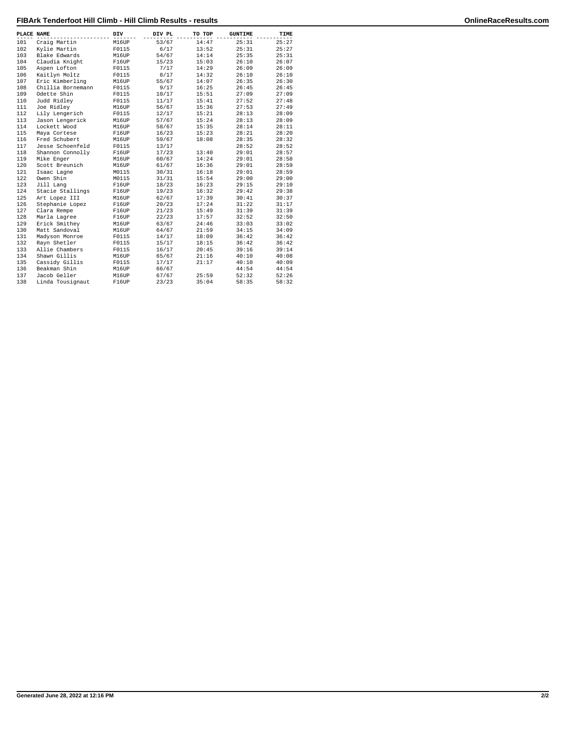| PLACE | NAME | DIV | DIV PL | TO TOP | GUNTIME | TIME |
|---|---|---|---|---|---|---|
| 101 | Craig Martin | M16UP | 53/67 | 14:47 | 25:31 | 25:27 |
| 102 | Kylie Martin | F0115 | 6/17 | 13:52 | 25:31 | 25:27 |
| 103 | Blake Edwards | M16UP | 54/67 | 14:14 | 25:35 | 25:31 |
| 104 | Claudia Knight | F16UP | 15/23 | 15:03 | 26:10 | 26:07 |
| 105 | Aspen Lofton | F0115 | 7/17 | 14:29 | 26:09 | 26:09 |
| 106 | Kaitlyn Moltz | F0115 | 8/17 | 14:32 | 26:10 | 26:10 |
| 107 | Eric Kimberling | M16UP | 55/67 | 14:07 | 26:35 | 26:30 |
| 108 | Chillia Bornemann | F0115 | 9/17 | 16:25 | 26:45 | 26:45 |
| 109 | Odette Shin | F0115 | 10/17 | 15:51 | 27:09 | 27:09 |
| 110 | Judd Ridley | F0115 | 11/17 | 15:41 | 27:52 | 27:48 |
| 111 | Joe Ridley | M16UP | 56/67 | 15:36 | 27:53 | 27:49 |
| 112 | Lily Lengerich | F0115 | 12/17 | 15:21 | 28:13 | 28:09 |
| 113 | Jason Lengerick | M16UP | 57/67 | 15:24 | 28:13 | 28:09 |
| 114 | Lockett Wood | M16UP | 58/67 | 15:35 | 28:14 | 28:11 |
| 115 | Maya Cortese | F16UP | 16/23 | 15:23 | 28:21 | 28:20 |
| 116 | Fred Schubert | M16UP | 59/67 | 18:08 | 28:35 | 28:32 |
| 117 | Jesse Schoenfeld | F0115 | 13/17 | | 28:52 | 28:52 |
| 118 | Shannon Connolly | F16UP | 17/23 | 13:40 | 29:01 | 28:57 |
| 119 | Mike Enger | M16UP | 60/67 | 14:24 | 29:01 | 28:58 |
| 120 | Scott Breunich | M16UP | 61/67 | 16:36 | 29:01 | 28:59 |
| 121 | Isaac Lagne | M0115 | 30/31 | 16:18 | 29:01 | 28:59 |
| 122 | Owen Shin | M0115 | 31/31 | 15:54 | 29:00 | 29:00 |
| 123 | Jill Lang | F16UP | 18/23 | 16:23 | 29:15 | 29:10 |
| 124 | Stacie Stallings | F16UP | 19/23 | 16:32 | 29:42 | 29:38 |
| 125 | Art Lopez III | M16UP | 62/67 | 17:39 | 30:41 | 30:37 |
| 126 | Stephanie Lopez | F16UP | 20/23 | 17:24 | 31:22 | 31:17 |
| 127 | Clara Rempe | F16UP | 21/23 | 15:49 | 31:39 | 31:39 |
| 128 | Marla Lagree | F16UP | 22/23 | 17:57 | 32:52 | 32:50 |
| 129 | Erick Smithey | M16UP | 63/67 | 24:46 | 33:03 | 33:02 |
| 130 | Matt Sandoval | M16UP | 64/67 | 21:59 | 34:15 | 34:09 |
| 131 | Madyson Monroe | F0115 | 14/17 | 18:09 | 36:42 | 36:42 |
| 132 | Rayn Shetler | F0115 | 15/17 | 18:15 | 36:42 | 36:42 |
| 133 | Allie Chambers | F0115 | 16/17 | 20:45 | 39:16 | 39:14 |
| 134 | Shawn Gillis | M16UP | 65/67 | 21:16 | 40:10 | 40:08 |
| 135 | Cassidy Gillis | F0115 | 17/17 | 21:17 | 40:10 | 40:09 |
| 136 | Beakman Shin | M16UP | 66/67 | | 44:54 | 44:54 |
| 137 | Jacob Geller | M16UP | 67/67 | 25:59 | 52:32 | 52:26 |
| 138 | Linda Tousignaut | F16UP | 23/23 | 35:04 | 58:35 | 58:32 |

Generated June 28, 2022 at 12:16 PM